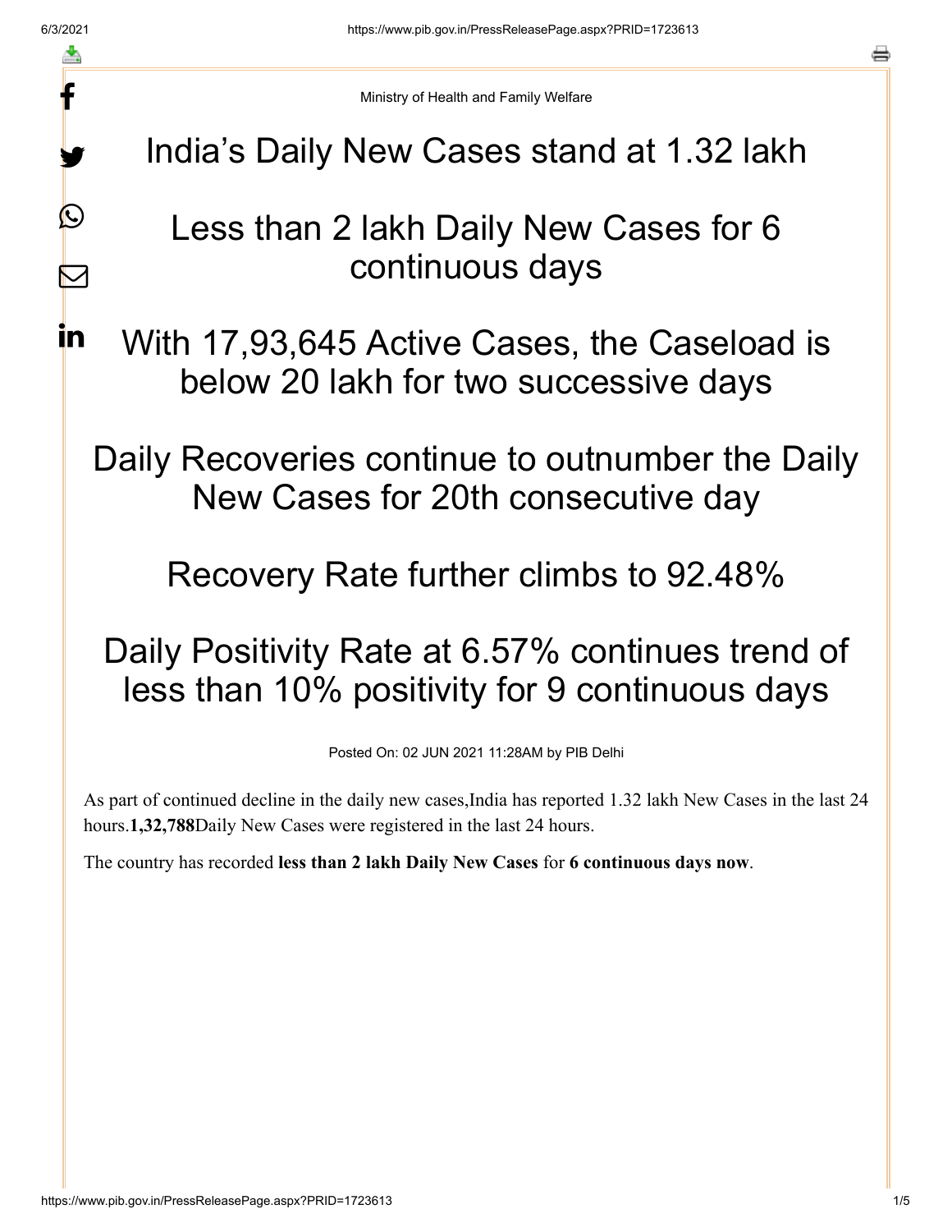Ministry of Health and Family Welfare

# India's Daily New Cases stand at 1.32 lakh

# Less than 2 lakh Daily New Cases for 6 continuous days

# With 17,93,645 Active Cases, the Caseload is below 20 lakh for two successive days

# Daily Recoveries continue to outnumber the Daily New Cases for 20th consecutive day

# Recovery Rate further climbs to 92.48%

# Daily Positivity Rate at 6.57% continues trend of less than 10% positivity for 9 continuous days

Posted On: 02 JUN 2021 11:28AM by PIB Delhi

As part of continued decline in the daily new cases,India has reported 1.32 lakh New Cases in the last 24 hours.**1,32,788**Daily New Cases were registered in the last 24 hours.

The country has recorded **less than 2 lakh Daily New Cases** for **6 continuous days now**.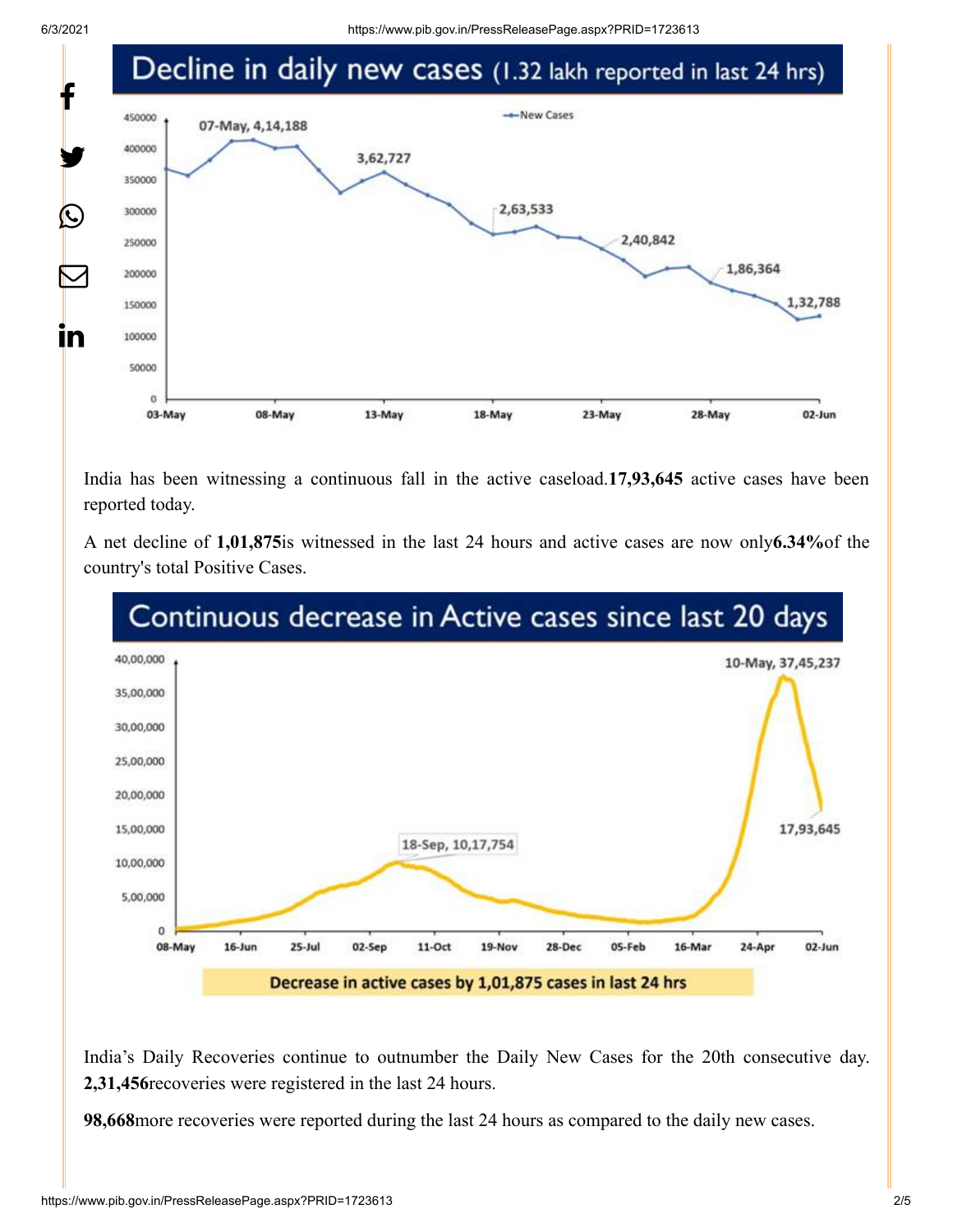## Decline in daily new cases (1.32 lakh reported in last 24 hrs)

India has been witnessing a continuous fall in the active caseload.**17,93,645** active cases have been reported today.

A net decline of **1,01,875**is witnessed in the last 24 hours and active cases are now only**6.34%**of the country's total Positive Cases.

## Continuous decrease in Active cases since last 20 days

Decrease in active cases by 1,01,875 cases in last 24 hrs

India's Daily Recoveries continue to outnumber the Daily New Cases for the 20th consecutive day. **2,31,456**recoveries were registered in the last 24 hours.

**98,668**more recoveries were reported during the last 24 hours as compared to the daily new cases.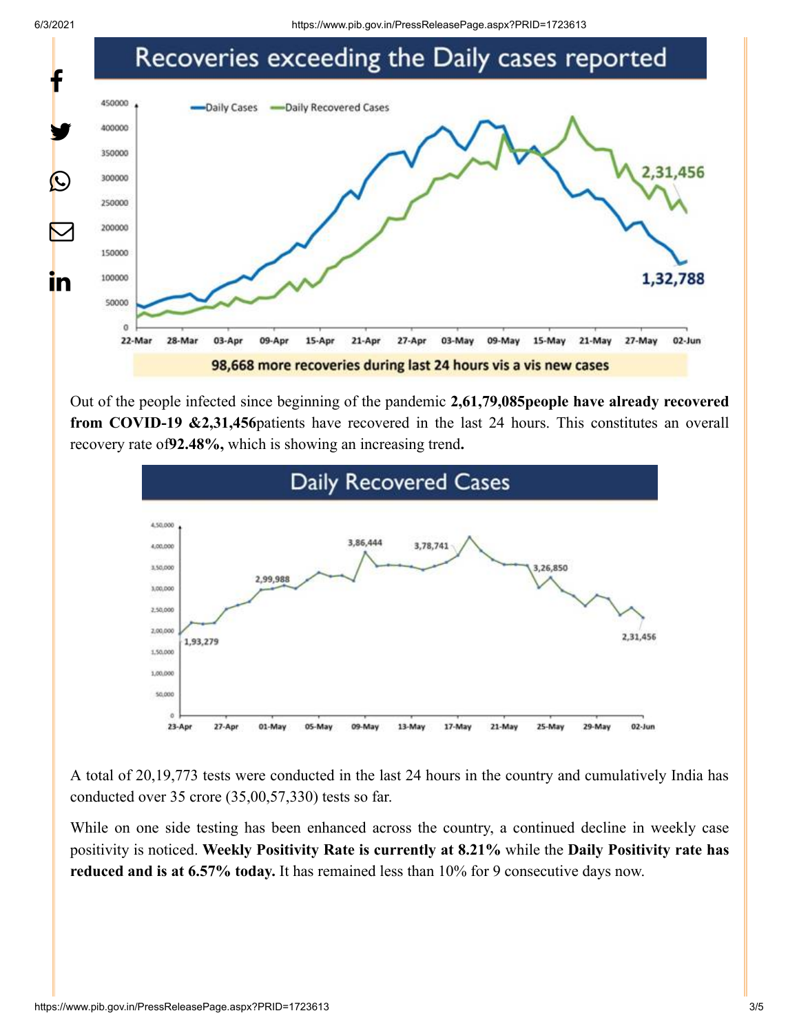## Recoveries exceeding the Daily cases reported

98,668 more recoveries during last 24 hours vis a vis new cases

Out of the people infected since beginning of the pandemic **2,61,79,085people have already recovered from COVID-19 &2,31,456**patients have recovered in the last 24 hours. This constitutes an overall recovery rate of**92.48%,** which is showing an increasing trend**.**

## Daily Recovered Cases

A total of 20,19,773 tests were conducted in the last 24 hours in the country and cumulatively India has conducted over 35 crore (35,00,57,330) tests so far.

While on one side testing has been enhanced across the country, a continued decline in weekly case positivity is noticed. **Weekly Positivity Rate is currently at 8.21%** while the **Daily Positivity rate has reduced and is at 6.57% today.** It has remained less than 10% for 9 consecutive days now.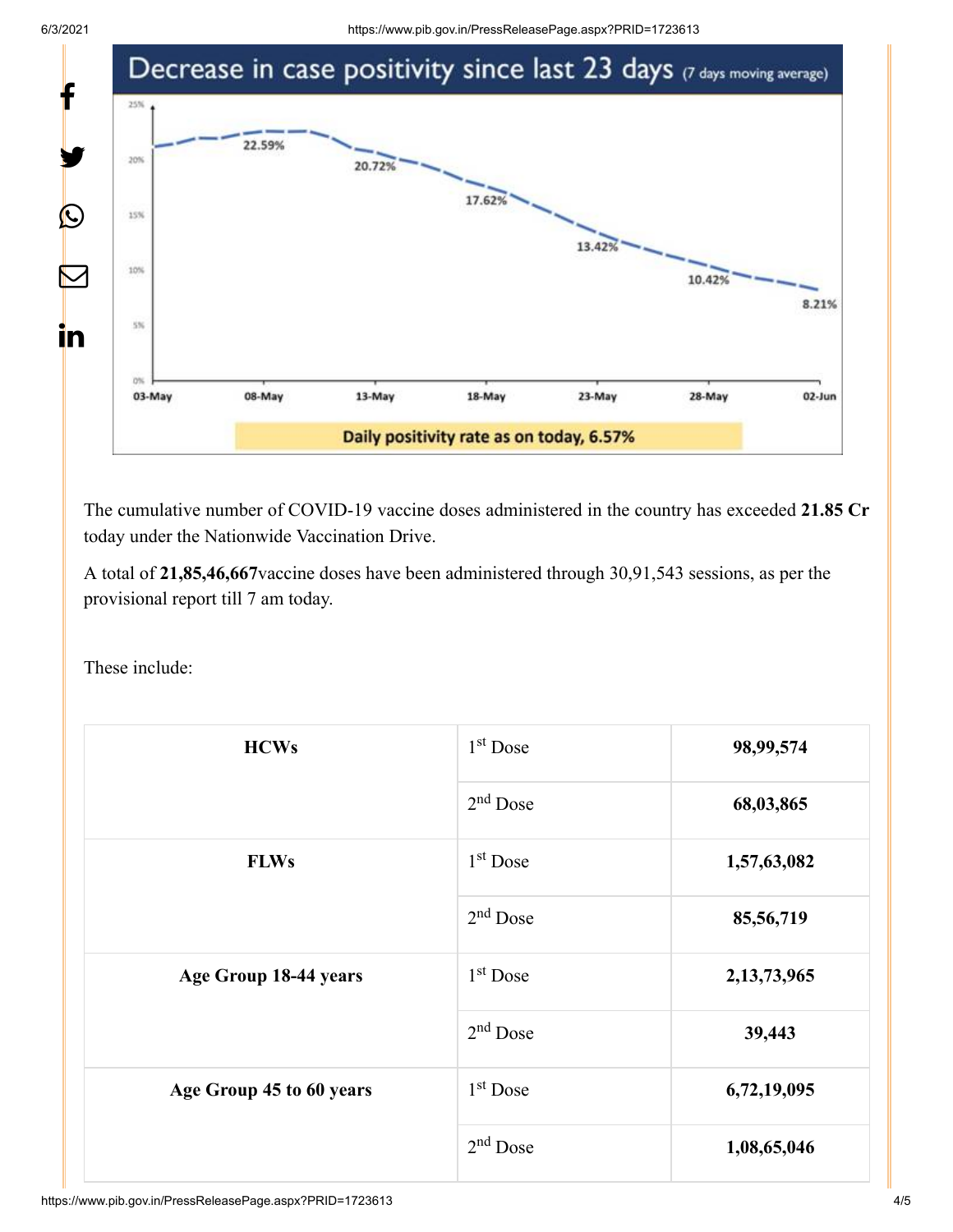**Decrease in case positivity since last 23 days** (7 days moving average)

**Daily positivity rate as on today, 6.57%**

The cumulative number of COVID-19 vaccine doses administered in the country has exceeded **21.85 Cr** today under the Nationwide Vaccination Drive.

A total of **21,85,46,667**vaccine doses have been administered through 30,91,543 sessions, as per the provisional report till 7 am today.

These include:

| | | |
|---|---|---|
| **HCWs** | 1st Dose | **98,99,574** |
| | 2nd Dose | **68,03,865** |
| **FLWs** | 1st Dose | **1,57,63,082** |
| | 2nd Dose | **85,56,719** |
| **Age Group 18-44 years** | 1st Dose | **2,13,73,965** |
| | 2nd Dose | **39,443** |
| **Age Group 45 to 60 years** | 1st Dose | **6,72,19,095** |
| | 2nd Dose | **1,08,65,046** |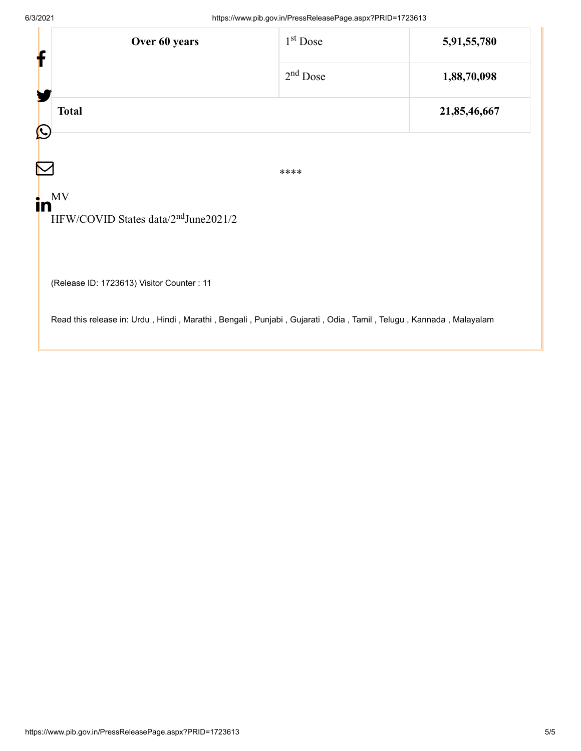| | | |
|---|---|---|
| **Over 60 years** | 1st Dose | **5,91,55,780** |
| | 2nd Dose | **1,88,70,098** |
| **Total** | | **21,85,46,667** |

****

MV

HFW/COVID States data/2ndJune2021/2

(Release ID: 1723613) Visitor Counter : 11

Read this release in: Urdu , Hindi , Marathi , Bengali , Punjabi , Gujarati , Odia , Tamil , Telugu , Kannada , Malayalam